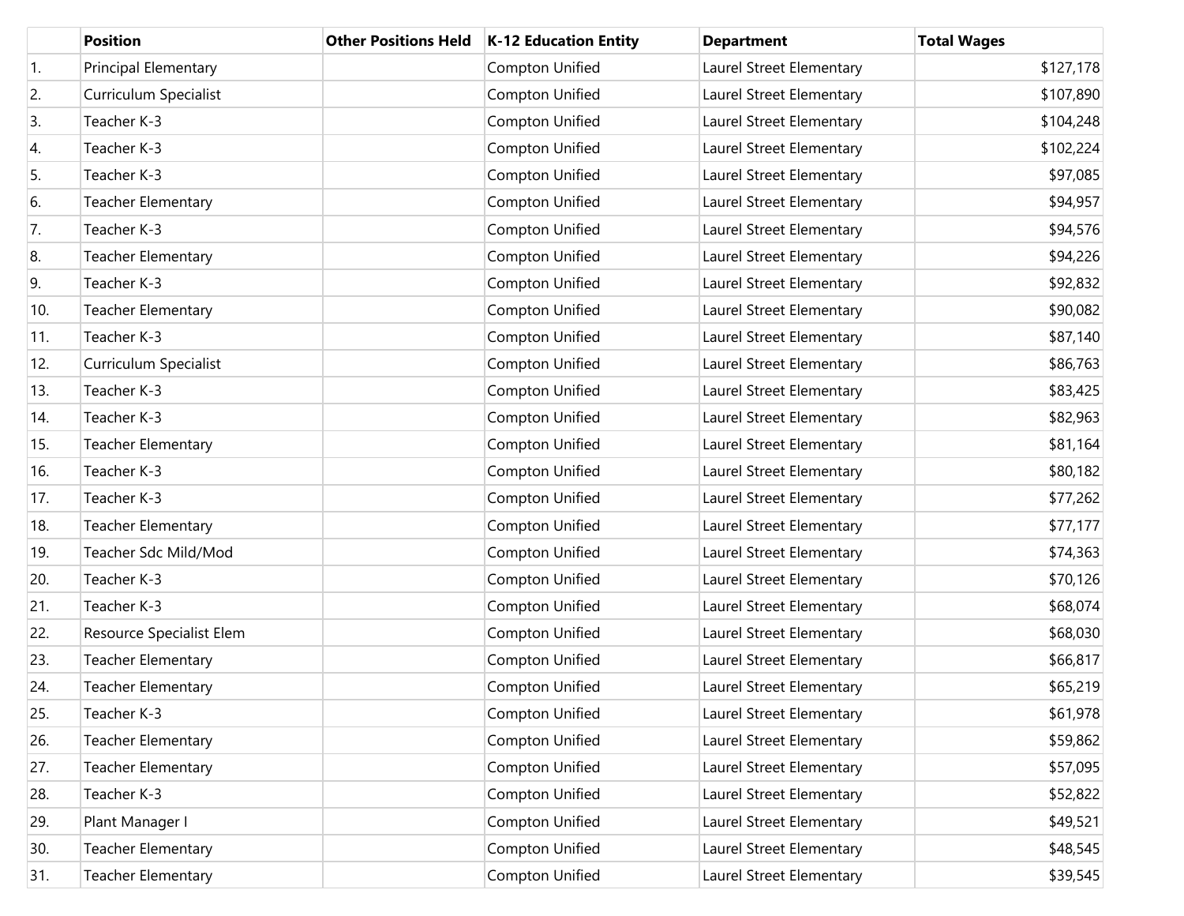| | Position | Other Positions Held | K-12 Education Entity | Department | Total Wages |
|---|---|---|---|---|---|
| 1. | Principal Elementary | | Compton Unified | Laurel Street Elementary | $127,178 |
| 2. | Curriculum Specialist | | Compton Unified | Laurel Street Elementary | $107,890 |
| 3. | Teacher K-3 | | Compton Unified | Laurel Street Elementary | $104,248 |
| 4. | Teacher K-3 | | Compton Unified | Laurel Street Elementary | $102,224 |
| 5. | Teacher K-3 | | Compton Unified | Laurel Street Elementary | $97,085 |
| 6. | Teacher Elementary | | Compton Unified | Laurel Street Elementary | $94,957 |
| 7. | Teacher K-3 | | Compton Unified | Laurel Street Elementary | $94,576 |
| 8. | Teacher Elementary | | Compton Unified | Laurel Street Elementary | $94,226 |
| 9. | Teacher K-3 | | Compton Unified | Laurel Street Elementary | $92,832 |
| 10. | Teacher Elementary | | Compton Unified | Laurel Street Elementary | $90,082 |
| 11. | Teacher K-3 | | Compton Unified | Laurel Street Elementary | $87,140 |
| 12. | Curriculum Specialist | | Compton Unified | Laurel Street Elementary | $86,763 |
| 13. | Teacher K-3 | | Compton Unified | Laurel Street Elementary | $83,425 |
| 14. | Teacher K-3 | | Compton Unified | Laurel Street Elementary | $82,963 |
| 15. | Teacher Elementary | | Compton Unified | Laurel Street Elementary | $81,164 |
| 16. | Teacher K-3 | | Compton Unified | Laurel Street Elementary | $80,182 |
| 17. | Teacher K-3 | | Compton Unified | Laurel Street Elementary | $77,262 |
| 18. | Teacher Elementary | | Compton Unified | Laurel Street Elementary | $77,177 |
| 19. | Teacher Sdc Mild/Mod | | Compton Unified | Laurel Street Elementary | $74,363 |
| 20. | Teacher K-3 | | Compton Unified | Laurel Street Elementary | $70,126 |
| 21. | Teacher K-3 | | Compton Unified | Laurel Street Elementary | $68,074 |
| 22. | Resource Specialist Elem | | Compton Unified | Laurel Street Elementary | $68,030 |
| 23. | Teacher Elementary | | Compton Unified | Laurel Street Elementary | $66,817 |
| 24. | Teacher Elementary | | Compton Unified | Laurel Street Elementary | $65,219 |
| 25. | Teacher K-3 | | Compton Unified | Laurel Street Elementary | $61,978 |
| 26. | Teacher Elementary | | Compton Unified | Laurel Street Elementary | $59,862 |
| 27. | Teacher Elementary | | Compton Unified | Laurel Street Elementary | $57,095 |
| 28. | Teacher K-3 | | Compton Unified | Laurel Street Elementary | $52,822 |
| 29. | Plant Manager I | | Compton Unified | Laurel Street Elementary | $49,521 |
| 30. | Teacher Elementary | | Compton Unified | Laurel Street Elementary | $48,545 |
| 31. | Teacher Elementary | | Compton Unified | Laurel Street Elementary | $39,545 |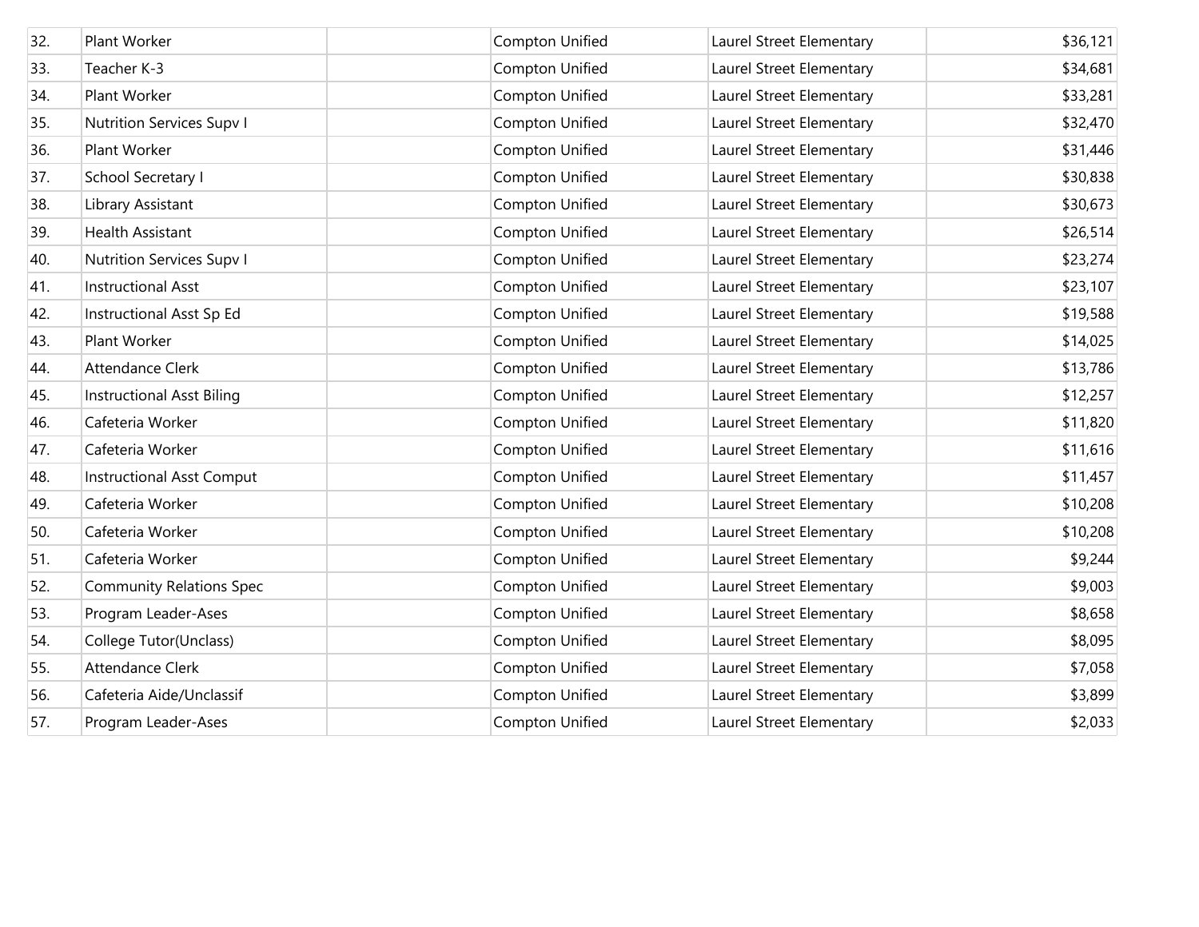| | | | | | |
|---|---|---|---|---|---|
| 32. | Plant Worker | | Compton Unified | Laurel Street Elementary | $36,121 |
| 33. | Teacher K-3 | | Compton Unified | Laurel Street Elementary | $34,681 |
| 34. | Plant Worker | | Compton Unified | Laurel Street Elementary | $33,281 |
| 35. | Nutrition Services Supv I | | Compton Unified | Laurel Street Elementary | $32,470 |
| 36. | Plant Worker | | Compton Unified | Laurel Street Elementary | $31,446 |
| 37. | School Secretary I | | Compton Unified | Laurel Street Elementary | $30,838 |
| 38. | Library Assistant | | Compton Unified | Laurel Street Elementary | $30,673 |
| 39. | Health Assistant | | Compton Unified | Laurel Street Elementary | $26,514 |
| 40. | Nutrition Services Supv I | | Compton Unified | Laurel Street Elementary | $23,274 |
| 41. | Instructional Asst | | Compton Unified | Laurel Street Elementary | $23,107 |
| 42. | Instructional Asst Sp Ed | | Compton Unified | Laurel Street Elementary | $19,588 |
| 43. | Plant Worker | | Compton Unified | Laurel Street Elementary | $14,025 |
| 44. | Attendance Clerk | | Compton Unified | Laurel Street Elementary | $13,786 |
| 45. | Instructional Asst Biling | | Compton Unified | Laurel Street Elementary | $12,257 |
| 46. | Cafeteria Worker | | Compton Unified | Laurel Street Elementary | $11,820 |
| 47. | Cafeteria Worker | | Compton Unified | Laurel Street Elementary | $11,616 |
| 48. | Instructional Asst Comput | | Compton Unified | Laurel Street Elementary | $11,457 |
| 49. | Cafeteria Worker | | Compton Unified | Laurel Street Elementary | $10,208 |
| 50. | Cafeteria Worker | | Compton Unified | Laurel Street Elementary | $10,208 |
| 51. | Cafeteria Worker | | Compton Unified | Laurel Street Elementary | $9,244 |
| 52. | Community Relations Spec | | Compton Unified | Laurel Street Elementary | $9,003 |
| 53. | Program Leader-Ases | | Compton Unified | Laurel Street Elementary | $8,658 |
| 54. | College Tutor(Unclass) | | Compton Unified | Laurel Street Elementary | $8,095 |
| 55. | Attendance Clerk | | Compton Unified | Laurel Street Elementary | $7,058 |
| 56. | Cafeteria Aide/Unclassif | | Compton Unified | Laurel Street Elementary | $3,899 |
| 57. | Program Leader-Ases | | Compton Unified | Laurel Street Elementary | $2,033 |